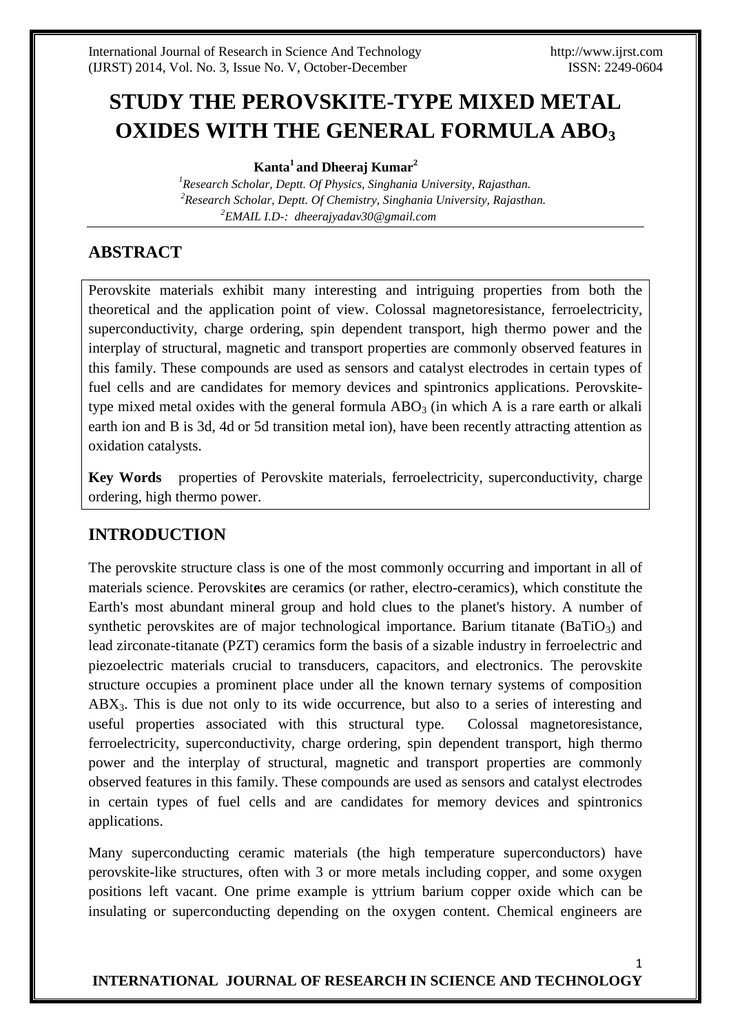# STUDY THE PEROVSKITE-TYPE MIXED METAL OXIDES WITH THE GENERAL FORMULA $ABO_3$

**Kanta[1] and Dheeraj Kumar[2]**

[1]*Research Scholar, Deptt. Of Physics, Singhania University, Rajasthan.*
[2]*Research Scholar, Deptt. Of Chemistry, Singhania University, Rajasthan.*
[2]*EMAIL I.D-: dheerajyadav30@gmail.com*

## ABSTRACT

Perovskite materials exhibit many interesting and intriguing properties from both the theoretical and the application point of view. Colossal magnetoresistance, ferroelectricity, superconductivity, charge ordering, spin dependent transport, high thermo power and the interplay of structural, magnetic and transport properties are commonly observed features in this family. These compounds are used as sensors and catalyst electrodes in certain types of fuel cells and are candidates for memory devices and spintronics applications. Perovskite-type mixed metal oxides with the general formula $ABO_3$ (in which A is a rare earth or alkali earth ion and B is 3d, 4d or 5d transition metal ion), have been recently attracting attention as oxidation catalysts.

**Key Words** properties of Perovskite materials, ferroelectricity, superconductivity, charge ordering, high thermo power.

## INTRODUCTION

The perovskite structure class is one of the most commonly occurring and important in all of materials science. Perovskit**e**s are ceramics (or rather, electro-ceramics), which constitute the Earth's most abundant mineral group and hold clues to the planet's history. A number of synthetic perovskites are of major technological importance. Barium titanate ($BaTiO_3$) and lead zirconate-titanate (PZT) ceramics form the basis of a sizable industry in ferroelectric and piezoelectric materials crucial to transducers, capacitors, and electronics. The perovskite structure occupies a prominent place under all the known ternary systems of composition $ABX_3$. This is due not only to its wide occurrence, but also to a series of interesting and useful properties associated with this structural type. Colossal magnetoresistance, ferroelectricity, superconductivity, charge ordering, spin dependent transport, high thermo power and the interplay of structural, magnetic and transport properties are commonly observed features in this family. These compounds are used as sensors and catalyst electrodes in certain types of fuel cells and are candidates for memory devices and spintronics applications.

Many superconducting ceramic materials (the high temperature superconductors) have perovskite-like structures, often with 3 or more metals including copper, and some oxygen positions left vacant. One prime example is yttrium barium copper oxide which can be insulating or superconducting depending on the oxygen content. Chemical engineers are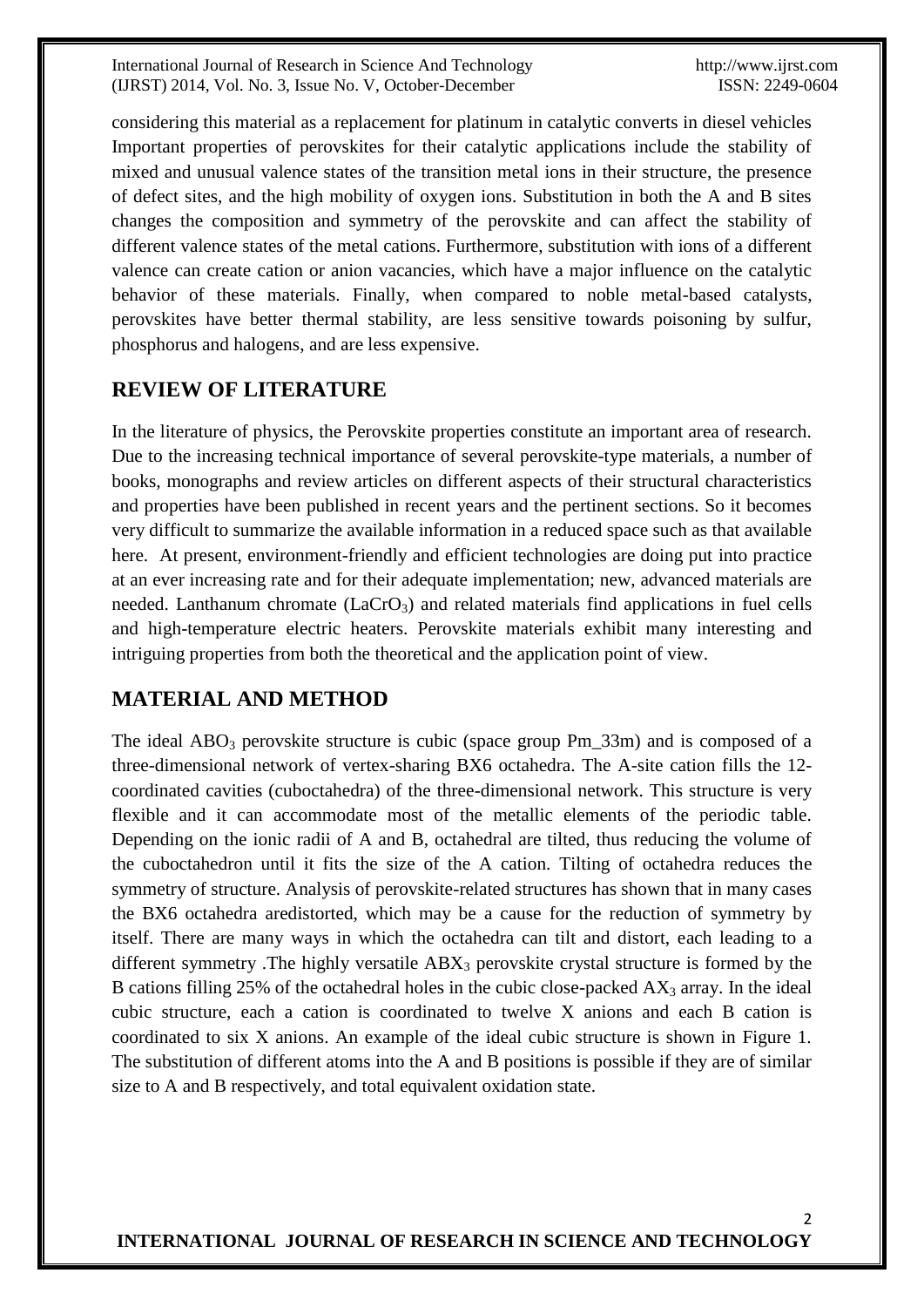considering this material as a replacement for platinum in catalytic converts in diesel vehicles Important properties of perovskites for their catalytic applications include the stability of mixed and unusual valence states of the transition metal ions in their structure, the presence of defect sites, and the high mobility of oxygen ions. Substitution in both the A and B sites changes the composition and symmetry of the perovskite and can affect the stability of different valence states of the metal cations. Furthermore, substitution with ions of a different valence can create cation or anion vacancies, which have a major influence on the catalytic behavior of these materials. Finally, when compared to noble metal-based catalysts, perovskites have better thermal stability, are less sensitive towards poisoning by sulfur, phosphorus and halogens, and are less expensive.

## REVIEW OF LITERATURE

In the literature of physics, the Perovskite properties constitute an important area of research. Due to the increasing technical importance of several perovskite-type materials, a number of books, monographs and review articles on different aspects of their structural characteristics and properties have been published in recent years and the pertinent sections. So it becomes very difficult to summarize the available information in a reduced space such as that available here. At present, environment-friendly and efficient technologies are doing put into practice at an ever increasing rate and for their adequate implementation; new, advanced materials are needed. Lanthanum chromate ($LaCrO_3$) and related materials find applications in fuel cells and high-temperature electric heaters. Perovskite materials exhibit many interesting and intriguing properties from both the theoretical and the application point of view.

## MATERIAL AND METHOD

The ideal $ABO_3$ perovskite structure is cubic (space group Pm_33m) and is composed of a three-dimensional network of vertex-sharing BX6 octahedra. The A-site cation fills the 12-coordinated cavities (cuboctahedra) of the three-dimensional network. This structure is very flexible and it can accommodate most of the metallic elements of the periodic table. Depending on the ionic radii of A and B, octahedral are tilted, thus reducing the volume of the cuboctahedron until it fits the size of the A cation. Tilting of octahedra reduces the symmetry of structure. Analysis of perovskite-related structures has shown that in many cases the BX6 octahedra aredistorted, which may be a cause for the reduction of symmetry by itself. There are many ways in which the octahedra can tilt and distort, each leading to a different symmetry .The highly versatile $ABX_3$ perovskite crystal structure is formed by the B cations filling 25% of the octahedral holes in the cubic close-packed $AX_3$ array. In the ideal cubic structure, each a cation is coordinated to twelve X anions and each B cation is coordinated to six X anions. An example of the ideal cubic structure is shown in Figure 1. The substitution of different atoms into the A and B positions is possible if they are of similar size to A and B respectively, and total equivalent oxidation state.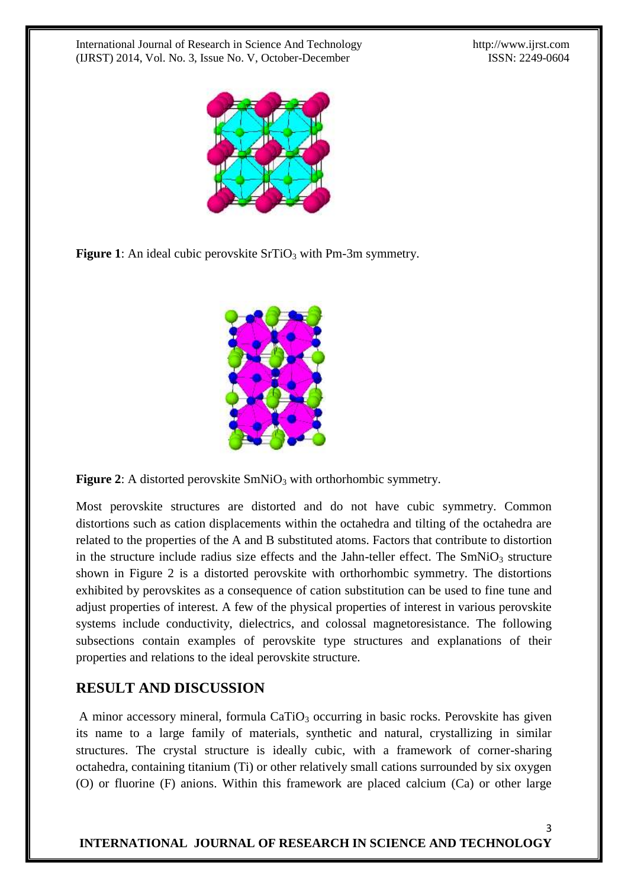**Figure 1**: An ideal cubic perovskite $SrTiO_3$ with Pm-3m symmetry.

**Figure 2**: A distorted perovskite $SmNiO_3$ with orthorhombic symmetry.

Most perovskite structures are distorted and do not have cubic symmetry. Common distortions such as cation displacements within the octahedra and tilting of the octahedra are related to the properties of the A and B substituted atoms. Factors that contribute to distortion in the structure include radius size effects and the Jahn-teller effect. The $SmNiO_3$ structure shown in Figure 2 is a distorted perovskite with orthorhombic symmetry. The distortions exhibited by perovskites as a consequence of cation substitution can be used to fine tune and adjust properties of interest. A few of the physical properties of interest in various perovskite systems include conductivity, dielectrics, and colossal magnetoresistance. The following subsections contain examples of perovskite type structures and explanations of their properties and relations to the ideal perovskite structure.

## RESULT AND DISCUSSION

A minor accessory mineral, formula $CaTiO_3$ occurring in basic rocks. Perovskite has given its name to a large family of materials, synthetic and natural, crystallizing in similar structures. The crystal structure is ideally cubic, with a framework of corner-sharing octahedra, containing titanium (Ti) or other relatively small cations surrounded by six oxygen (O) or fluorine (F) anions. Within this framework are placed calcium (Ca) or other large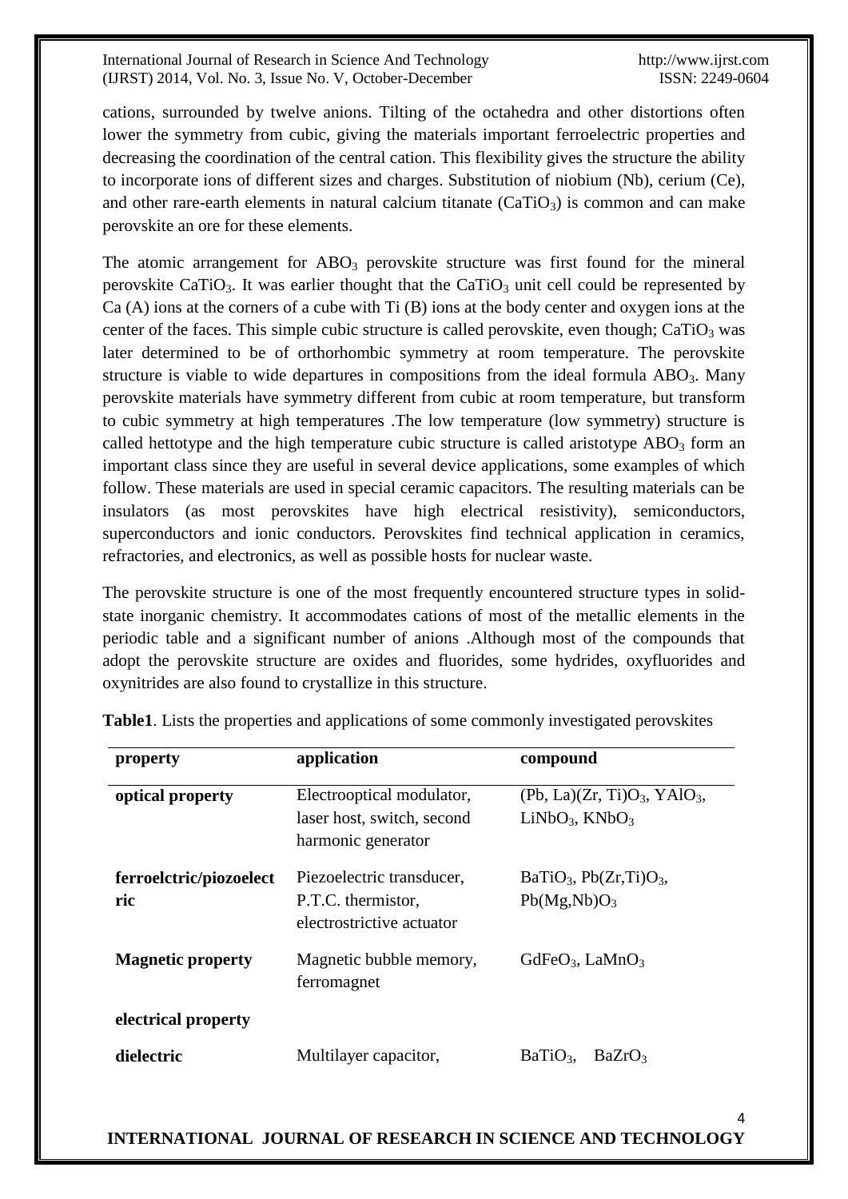cations, surrounded by twelve anions. Tilting of the octahedra and other distortions often lower the symmetry from cubic, giving the materials important ferroelectric properties and decreasing the coordination of the central cation. This flexibility gives the structure the ability to incorporate ions of different sizes and charges. Substitution of niobium (Nb), cerium (Ce), and other rare-earth elements in natural calcium titanate ($CaTiO_3$) is common and can make perovskite an ore for these elements.

The atomic arrangement for $ABO_3$ perovskite structure was first found for the mineral perovskite $CaTiO_3$. It was earlier thought that the $CaTiO_3$ unit cell could be represented by Ca (A) ions at the corners of a cube with Ti (B) ions at the body center and oxygen ions at the center of the faces. This simple cubic structure is called perovskite, even though; $CaTiO_3$ was later determined to be of orthorhombic symmetry at room temperature. The perovskite structure is viable to wide departures in compositions from the ideal formula $ABO_3$. Many perovskite materials have symmetry different from cubic at room temperature, but transform to cubic symmetry at high temperatures .The low temperature (low symmetry) structure is called hettotype and the high temperature cubic structure is called aristotype $ABO_3$ form an important class since they are useful in several device applications, some examples of which follow. These materials are used in special ceramic capacitors. The resulting materials can be insulators (as most perovskites have high electrical resistivity), semiconductors, superconductors and ionic conductors. Perovskites find technical application in ceramics, refractories, and electronics, as well as possible hosts for nuclear waste.

The perovskite structure is one of the most frequently encountered structure types in solid-state inorganic chemistry. It accommodates cations of most of the metallic elements in the periodic table and a significant number of anions .Although most of the compounds that adopt the perovskite structure are oxides and fluorides, some hydrides, oxyfluorides and oxynitrides are also found to crystallize in this structure.

**Table1**. Lists the properties and applications of some commonly investigated perovskites

| property | application | compound |
|---|---|---|
| **optical property** | Electrooptical modulator, laser host, switch, second harmonic generator | (Pb, La)(Zr, Ti)$O_3$, $YAlO_3$, $LiNbO_3$, $KNbO_3$ |
| **ferroelctric/piozoelectric** | Piezoelectric transducer, P.T.C. thermistor, electrostrictive actuator | $BaTiO_3$, Pb(Zr,Ti)$O_3$, Pb(Mg,Nb)$O_3$ |
| **Magnetic property** | Magnetic bubble memory, ferromagnet | $GdFeO_3$, $LaMnO_3$ |
| **electrical property** | | |
| **dielectric** | Multilayer capacitor, | $BaTiO_3$, $BaZrO_3$ |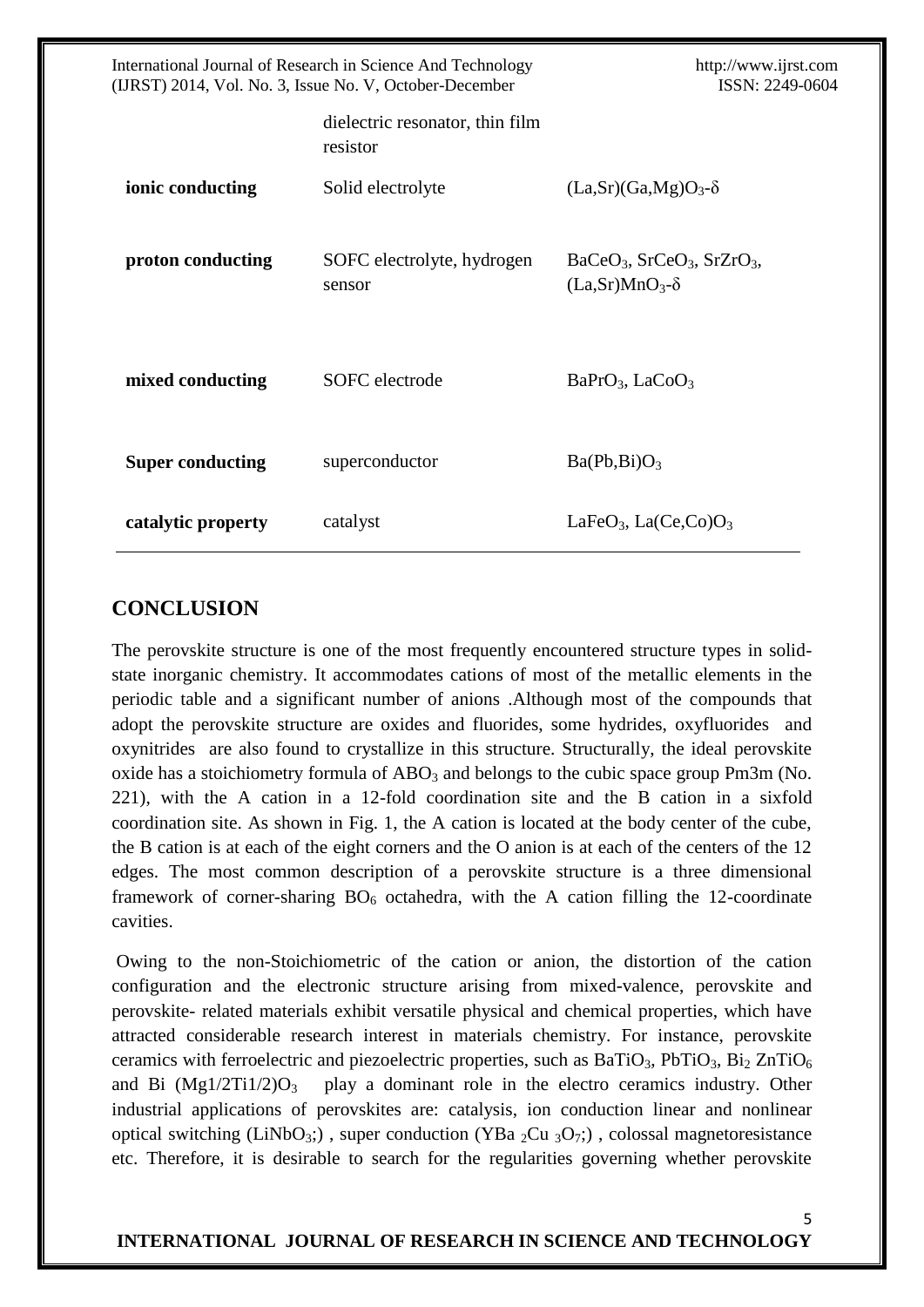| | | |
|---|---|---|
| | dielectric resonator, thin film resistor | |
| **ionic conducting** | Solid electrolyte | $(La,Sr)(Ga,Mg)O_3$-δ |
| **proton conducting** | SOFC electrolyte, hydrogen sensor | $BaCeO_3$, $SrCeO_3$, $SrZrO_3$, $(La,Sr)MnO_3$-δ |
| **mixed conducting** | SOFC electrode | $BaPrO_3$, $LaCoO_3$ |
| **Super conducting** | superconductor | $Ba(Pb,Bi)O_3$ |
| **catalytic property** | catalyst | $LaFeO_3$, $La(Ce,Co)O_3$ |

## CONCLUSION

The perovskite structure is one of the most frequently encountered structure types in solid-state inorganic chemistry. It accommodates cations of most of the metallic elements in the periodic table and a significant number of anions .Although most of the compounds that adopt the perovskite structure are oxides and fluorides, some hydrides, oxyfluorides and oxynitrides are also found to crystallize in this structure. Structurally, the ideal perovskite oxide has a stoichiometry formula of $ABO_3$ and belongs to the cubic space group Pm3m (No. 221), with the A cation in a 12-fold coordination site and the B cation in a sixfold coordination site. As shown in Fig. 1, the A cation is located at the body center of the cube, the B cation is at each of the eight corners and the O anion is at each of the centers of the 12 edges. The most common description of a perovskite structure is a three dimensional framework of corner-sharing $BO_6$ octahedra, with the A cation filling the 12-coordinate cavities.

Owing to the non-Stoichiometric of the cation or anion, the distortion of the cation configuration and the electronic structure arising from mixed-valence, perovskite and perovskite- related materials exhibit versatile physical and chemical properties, which have attracted considerable research interest in materials chemistry. For instance, perovskite ceramics with ferroelectric and piezoelectric properties, such as $BaTiO_3$, $PbTiO_3$, $Bi_2 ZnTiO_6$ and Bi $(Mg1/2Ti1/2)O_3$ play a dominant role in the electro ceramics industry. Other industrial applications of perovskites are: catalysis, ion conduction linear and nonlinear optical switching ($LiNbO_3$;) , super conduction ($YBa_2Cu_3O_7$;) , colossal magnetoresistance etc. Therefore, it is desirable to search for the regularities governing whether perovskite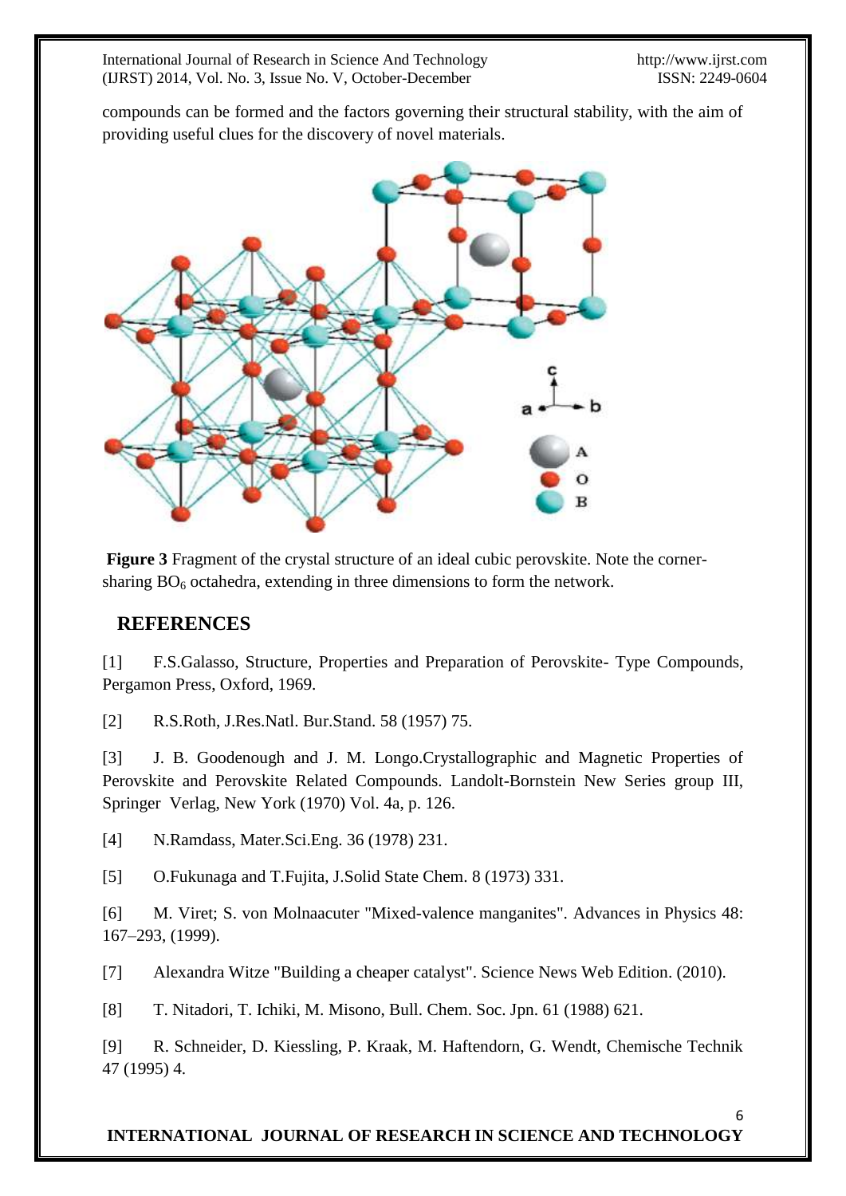compounds can be formed and the factors governing their structural stability, with the aim of providing useful clues for the discovery of novel materials.

**Figure 3** Fragment of the crystal structure of an ideal cubic perovskite. Note the corner-sharing $BO_6$ octahedra, extending in three dimensions to form the network.

## REFERENCES

[1] F.S.Galasso, Structure, Properties and Preparation of Perovskite- Type Compounds, Pergamon Press, Oxford, 1969.

[2] R.S.Roth, J.Res.Natl. Bur.Stand. 58 (1957) 75.

[3] J. B. Goodenough and J. M. Longo.Crystallographic and Magnetic Properties of Perovskite and Perovskite Related Compounds. Landolt-Bornstein New Series group III, Springer Verlag, New York (1970) Vol. 4a, p. 126.

[4] N.Ramdass, Mater.Sci.Eng. 36 (1978) 231.

[5] O.Fukunaga and T.Fujita, J.Solid State Chem. 8 (1973) 331.

[6] M. Viret; S. von Molnaacuter "Mixed-valence manganites". Advances in Physics 48: 167–293, (1999).

[7] Alexandra Witze "Building a cheaper catalyst". Science News Web Edition. (2010).

[8] T. Nitadori, T. Ichiki, M. Misono, Bull. Chem. Soc. Jpn. 61 (1988) 621.

[9] R. Schneider, D. Kiessling, P. Kraak, M. Haftendorn, G. Wendt, Chemische Technik 47 (1995) 4.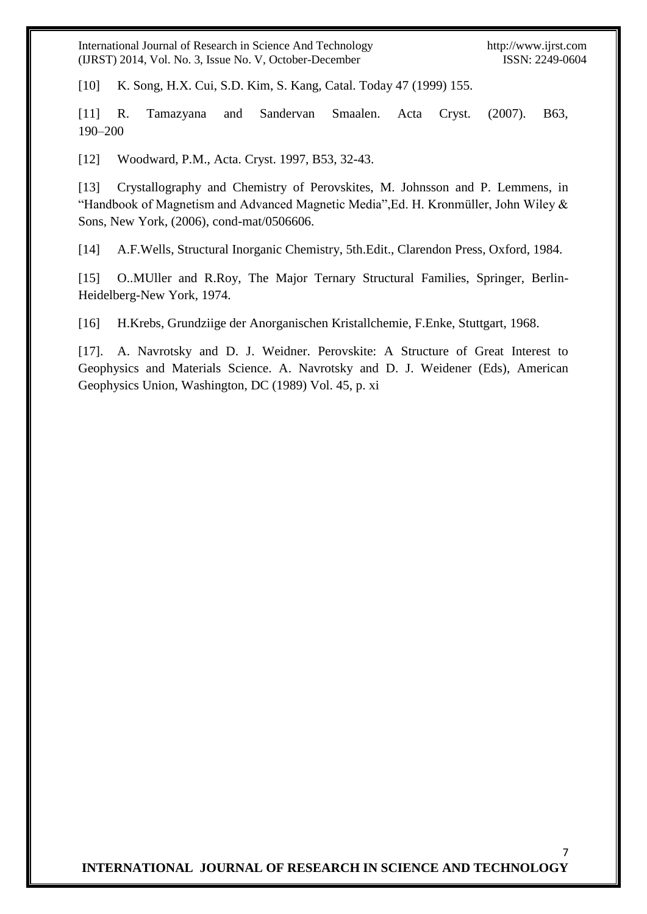[10] K. Song, H.X. Cui, S.D. Kim, S. Kang, Catal. Today 47 (1999) 155.

[11] R. Tamazyana and Sandervan Smaalen. Acta Cryst. (2007). B63, 190–200

[12] Woodward, P.M., Acta. Cryst. 1997, B53, 32-43.

[13] Crystallography and Chemistry of Perovskites, M. Johnsson and P. Lemmens, in "Handbook of Magnetism and Advanced Magnetic Media",Ed. H. Kronmüller, John Wiley & Sons, New York, (2006), cond-mat/0506606.

[14] A.F.Wells, Structural Inorganic Chemistry, 5th.Edit., Clarendon Press, Oxford, 1984.

[15] O..MUller and R.Roy, The Major Ternary Structural Families, Springer, Berlin-Heidelberg-New York, 1974.

[16] H.Krebs, Grundziige der Anorganischen Kristallchemie, F.Enke, Stuttgart, 1968.

[17]. A. Navrotsky and D. J. Weidner. Perovskite: A Structure of Great Interest to Geophysics and Materials Science. A. Navrotsky and D. J. Weidener (Eds), American Geophysics Union, Washington, DC (1989) Vol. 45, p. xi